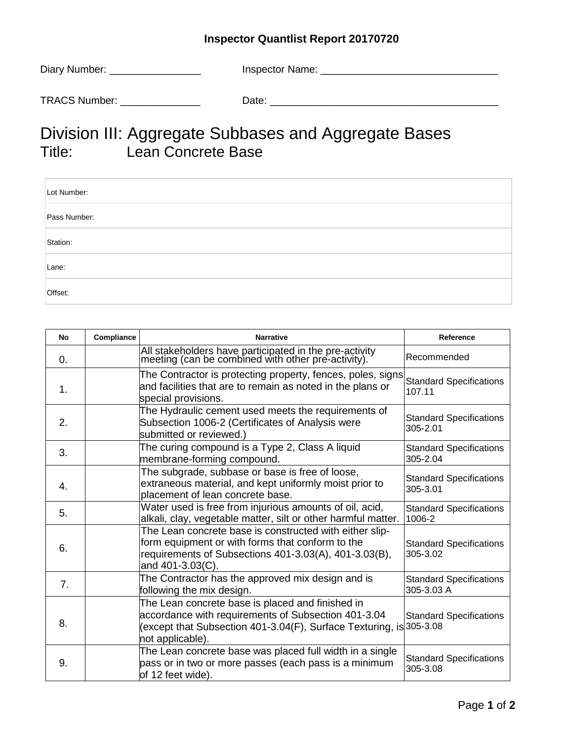**Inspector Quantlist Report 20170720**

Diary Number: ________________ Inspector Name: _______________________________

TRACS Number: ______________ Date: ________________________________________

# Division III: Aggregate Subbases and Aggregate Bases
## Title: Lean Concrete Base

| |
|---|
| Lot Number: |
| Pass Number: |
| Station: |
| Lane: |
| Offset: |

| No | Compliance | Narrative | Reference |
|---|---|---|---|
| 0. | | All stakeholders have participated in the pre-activity meeting (can be combined with other pre-activity). | Recommended |
| 1. | | The Contractor is protecting property, fences, poles, signs and facilities that are to remain as noted in the plans or special provisions. | Standard Specifications 107.11 |
| 2. | | The Hydraulic cement used meets the requirements of Subsection 1006-2 (Certificates of Analysis were submitted or reviewed.) | Standard Specifications 305-2.01 |
| 3. | | The curing compound is a Type 2, Class A liquid membrane-forming compound. | Standard Specifications 305-2.04 |
| 4. | | The subgrade, subbase or base is free of loose, extraneous material, and kept uniformly moist prior to placement of lean concrete base. | Standard Specifications 305-3.01 |
| 5. | | Water used is free from injurious amounts of oil, acid, alkali, clay, vegetable matter, silt or other harmful matter. | Standard Specifications 1006-2 |
| 6. | | The Lean concrete base is constructed with either slip-form equipment or with forms that conform to the requirements of Subsections 401-3.03(A), 401-3.03(B), and 401-3.03(C). | Standard Specifications 305-3.02 |
| 7. | | The Contractor has the approved mix design and is following the mix design. | Standard Specifications 305-3.03 A |
| 8. | | The Lean concrete base is placed and finished in accordance with requirements of Subsection 401-3.04 (except that Subsection 401-3.04(F), Surface Texturing, is not applicable). | Standard Specifications 305-3.08 |
| 9. | | The Lean concrete base was placed full width in a single pass or in two or more passes (each pass is a minimum of 12 feet wide). | Standard Specifications 305-3.08 |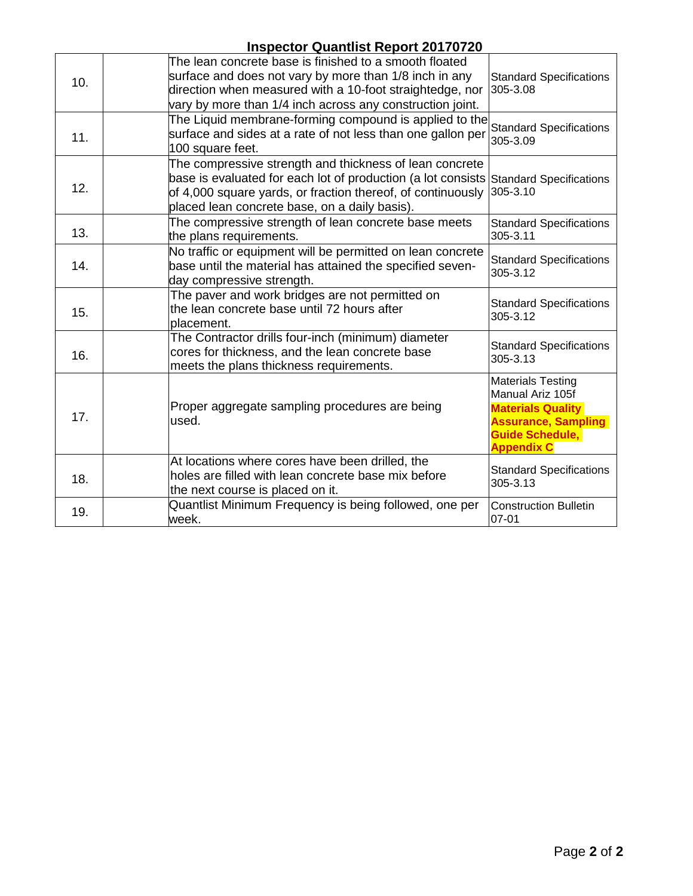# Inspector Quantlist Report 20170720

| | | | |
|---|---|---|---|
| 10. | | The lean concrete base is finished to a smooth floated surface and does not vary by more than 1/8 inch in any direction when measured with a 10-foot straightedge, nor vary by more than 1/4 inch across any construction joint. | Standard Specifications 305-3.08 |
| 11. | | The Liquid membrane-forming compound is applied to the surface and sides at a rate of not less than one gallon per 100 square feet. | Standard Specifications 305-3.09 |
| 12. | | The compressive strength and thickness of lean concrete base is evaluated for each lot of production (a lot consists of 4,000 square yards, or fraction thereof, of continuously placed lean concrete base, on a daily basis). | Standard Specifications 305-3.10 |
| 13. | | The compressive strength of lean concrete base meets the plans requirements. | Standard Specifications 305-3.11 |
| 14. | | No traffic or equipment will be permitted on lean concrete base until the material has attained the specified seven-day compressive strength. | Standard Specifications 305-3.12 |
| 15. | | The paver and work bridges are not permitted on the lean concrete base until 72 hours after placement. | Standard Specifications 305-3.12 |
| 16. | | The Contractor drills four-inch (minimum) diameter cores for thickness, and the lean concrete base meets the plans thickness requirements. | Standard Specifications 305-3.13 |
| 17. | | Proper aggregate sampling procedures are being used. | Materials Testing Manual Ariz 105f **Materials Quality Assurance, Sampling Guide Schedule, Appendix C** |
| 18. | | At locations where cores have been drilled, the holes are filled with lean concrete base mix before the next course is placed on it. | Standard Specifications 305-3.13 |
| 19. | | Quantlist Minimum Frequency is being followed, one per week. | Construction Bulletin 07-01 |